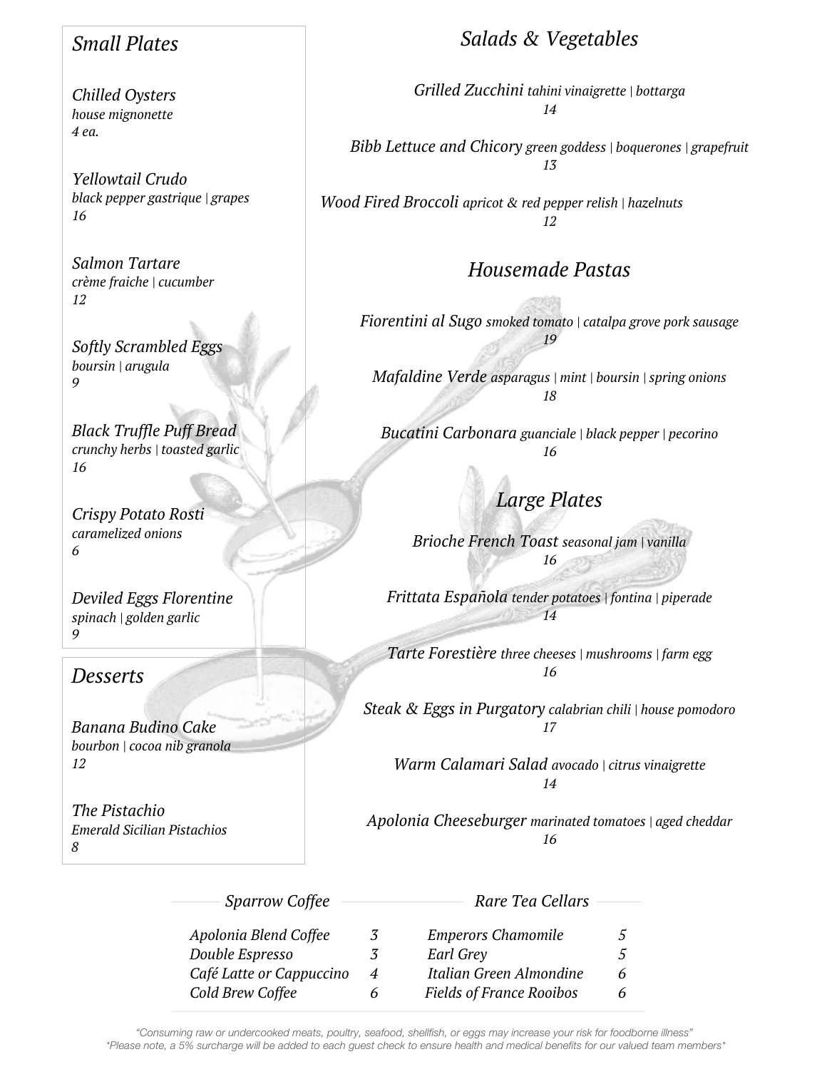## *Small Plates*

*Chilled Oysters*
*house mignonette*
*4 ea.*

*Yellowtail Crudo*
*black pepper gastrique | grapes*
*16*

*Salmon Tartare*
*crème fraiche | cucumber*
*12*

*Softly Scrambled Eggs*
*boursin | arugula*
*9*

*Black Truffle Puff Bread*
*crunchy herbs | toasted garlic*
*16*

*Crispy Potato Rosti*
*caramelized onions*
*6*

*Deviled Eggs Florentine*
*spinach | golden garlic*
*9*

## *Desserts*

*Banana Budino Cake*
*bourbon | cocoa nib granola*
*12*

*The Pistachio*
*Emerald Sicilian Pistachios*
*8*

## *Salads & Vegetables*

*Grilled Zucchini* *tahini vinaigrette | bottarga*
*14*

*Bibb Lettuce and Chicory* *green goddess | boquerones | grapefruit*
*13*

*Wood Fired Broccoli* *apricot & red pepper relish | hazelnuts*
*12*

## *Housemade Pastas*

*Fiorentini al Sugo* *smoked tomato | catalpa grove pork sausage*
*19*

*Mafaldine Verde* *asparagus | mint | boursin | spring onions*
*18*

*Bucatini Carbonara* *guanciale | black pepper | pecorino*
*16*

## *Large Plates*

*Brioche French Toast* *seasonal jam | vanilla*
*16*

*Frittata Española* *tender potatoes | fontina | piperade*
*14*

*Tarte Forestière* *three cheeses | mushrooms | farm egg*
*16*

*Steak & Eggs in Purgatory* *calabrian chili | house pomodoro*
*17*

*Warm Calamari Salad* *avocado | citrus vinaigrette*
*14*

*Apolonia Cheeseburger* *marinated tomatoes | aged cheddar*
*16*

### *Sparrow Coffee*

| | |
|---|---|
| *Apolonia Blend Coffee* | *3* |
| *Double Espresso* | *3* |
| *Café Latte or Cappuccino* | *4* |
| *Cold Brew Coffee* | *6* |

### *Rare Tea Cellars*

| | |
|---|---|
| *Emperors Chamomile* | *5* |
| *Earl Grey* | *5* |
| *Italian Green Almondine* | *6* |
| *Fields of France Rooibos* | *6* |

*"Consuming raw or undercooked meats, poultry, seafood, shellfish, or eggs may increase your risk for foodborne illness"*
*\*Please note, a 5% surcharge will be added to each guest check to ensure health and medical benefits for our valued team members\**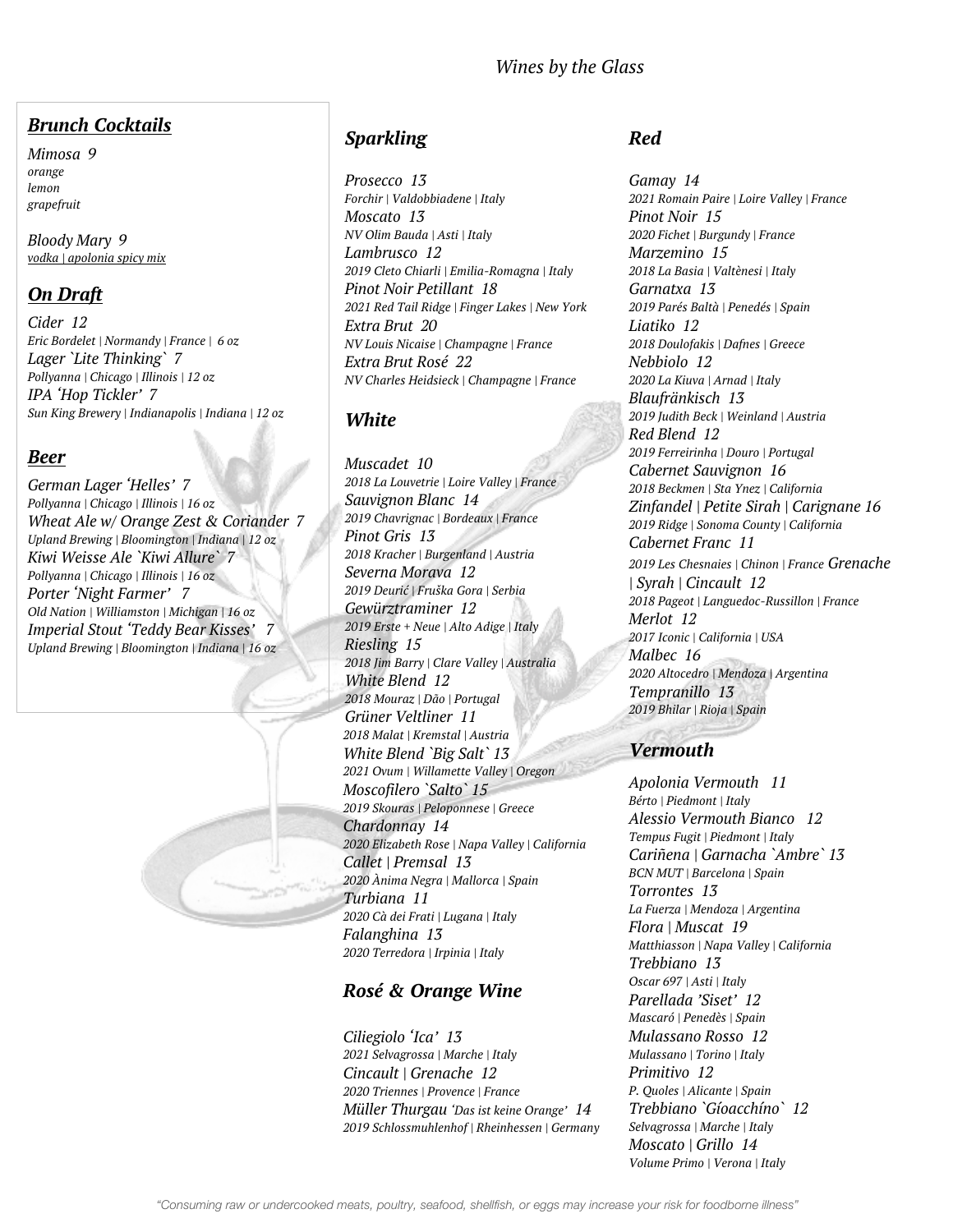*Wines by the Glass*

## ***Brunch Cocktails***

*Mimosa 9*
*orange*
*lemon*
*grapefruit*

*Bloody Mary 9*
*vodka | apolonia spicy mix*

## ***On Draft***

*Cider 12*
*Eric Bordelet | Normandy | France | 6 oz*
*Lager `Lite Thinking` 7*
*Pollyanna | Chicago | Illinois | 12 oz*
*IPA 'Hop Tickler' 7*
*Sun King Brewery | Indianapolis | Indiana | 12 oz*

## ***Beer***

*German Lager 'Helles' 7*
*Pollyanna | Chicago | Illinois | 16 oz*
*Wheat Ale w/ Orange Zest & Coriander 7*
*Upland Brewing | Bloomington | Indiana | 12 oz*
*Kiwi Weisse Ale `Kiwi Allure` 7*
*Pollyanna | Chicago | Illinois | 16 oz*
*Porter 'Night Farmer' 7*
*Old Nation | Williamston | Michigan | 16 oz*
*Imperial Stout 'Teddy Bear Kisses' 7*
*Upland Brewing | Bloomington | Indiana | 16 oz*

## ***Sparkling***

*Prosecco 13*
*Forchir | Valdobbiadene | Italy*
*Moscato 13*
*NV Olim Bauda | Asti | Italy*
*Lambrusco 12*
*2019 Cleto Chiarli | Emilia-Romagna | Italy*
*Pinot Noir Petillant 18*
*2021 Red Tail Ridge | Finger Lakes | New York*
*Extra Brut 20*
*NV Louis Nicaise | Champagne | France*
*Extra Brut Rosé 22*
*NV Charles Heidsieck | Champagne | France*

## ***White***

*Muscadet 10*
*2018 La Louvetrie | Loire Valley | France*
*Sauvignon Blanc 14*
*2019 Chavrignac | Bordeaux | France*
*Pinot Gris 13*
*2018 Kracher | Burgenland | Austria*
*Severna Morava 12*
*2019 Deurić | Fruška Gora | Serbia*
*Gewürztraminer 12*
*2019 Erste + Neue | Alto Adige | Italy*
*Riesling 15*
*2018 Jim Barry | Clare Valley | Australia*
*White Blend 12*
*2018 Mouraz | Dão | Portugal*
*Grüner Veltliner 11*
*2018 Malat | Kremstal | Austria*
*White Blend `Big Salt` 13*
*2021 Ovum | Willamette Valley | Oregon*
*Moscofilero `Salto` 15*
*2019 Skouras | Peloponnese | Greece*
*Chardonnay 14*
*2020 Elizabeth Rose | Napa Valley | California*
*Callet | Premsal 13*
*2020 Ànima Negra | Mallorca | Spain*
*Turbiana 11*
*2020 Cà dei Frati | Lugana | Italy*
*Falanghina 13*
*2020 Terredora | Irpinia | Italy*

## ***Rosé & Orange Wine***

*Ciliegiolo 'Ica' 13*
*2021 Selvagrossa | Marche | Italy*
*Cincault | Grenache 12*
*2020 Triennes | Provence | France*
*Müller Thurgau 'Das ist keine Orange' 14*
*2019 Schlossmuhlenhof | Rheinhessen | Germany*

## ***Red***

*Gamay 14*
*2021 Romain Paire | Loire Valley | France*
*Pinot Noir 15*
*2020 Fichet | Burgundy | France*
*Marzemino 15*
*2018 La Basia | Valtènesi | Italy*
*Garnatxa 13*
*2019 Parés Baltà | Penedés | Spain*
*Liatiko 12*
*2018 Doulofakis | Dafnes | Greece*
*Nebbiolo 12*
*2020 La Kiuva | Arnad | Italy*
*Blaufränkisch 13*
*2019 Judith Beck | Weinland | Austria*
*Red Blend 12*
*2019 Ferreirinha | Douro | Portugal*
*Cabernet Sauvignon 16*
*2018 Beckmen | Sta Ynez | California*
*Zinfandel | Petite Sirah | Carignane 16*
*2019 Ridge | Sonoma County | California*
*Cabernet Franc 11*
*2019 Les Chesnaies | Chinon | France*
*Grenache | Syrah | Cincault 12*
*2018 Pageot | Languedoc-Russillon | France*
*Merlot 12*
*2017 Iconic | California | USA*
*Malbec 16*
*2020 Altocedro | Mendoza | Argentina*
*Tempranillo 13*
*2019 Bhilar | Rioja | Spain*

## ***Vermouth***

*Apolonia Vermouth 11*
*Bérto | Piedmont | Italy*
*Alessio Vermouth Bianco 12*
*Tempus Fugit | Piedmont | Italy*
*Cariñena | Garnacha `Ambre` 13*
*BCN MUT | Barcelona | Spain*
*Torrontes 13*
*La Fuerza | Mendoza | Argentina*
*Flora | Muscat 19*
*Matthiasson | Napa Valley | California*
*Trebbiano 13*
*Oscar 697 | Asti | Italy*
*Parellada 'Siset' 12*
*Mascaró | Penedès | Spain*
*Mulassano Rosso 12*
*Mulassano | Torino | Italy*
*Primitivo 12*
*P. Quoles | Alicante | Spain*
*Trebbiano `Gíoacchíno` 12*
*Selvagrossa | Marche | Italy*
*Moscato | Grillo 14*
*Volume Primo | Verona | Italy*

*"Consuming raw or undercooked meats, poultry, seafood, shellfish, or eggs may increase your risk for foodborne illness"*